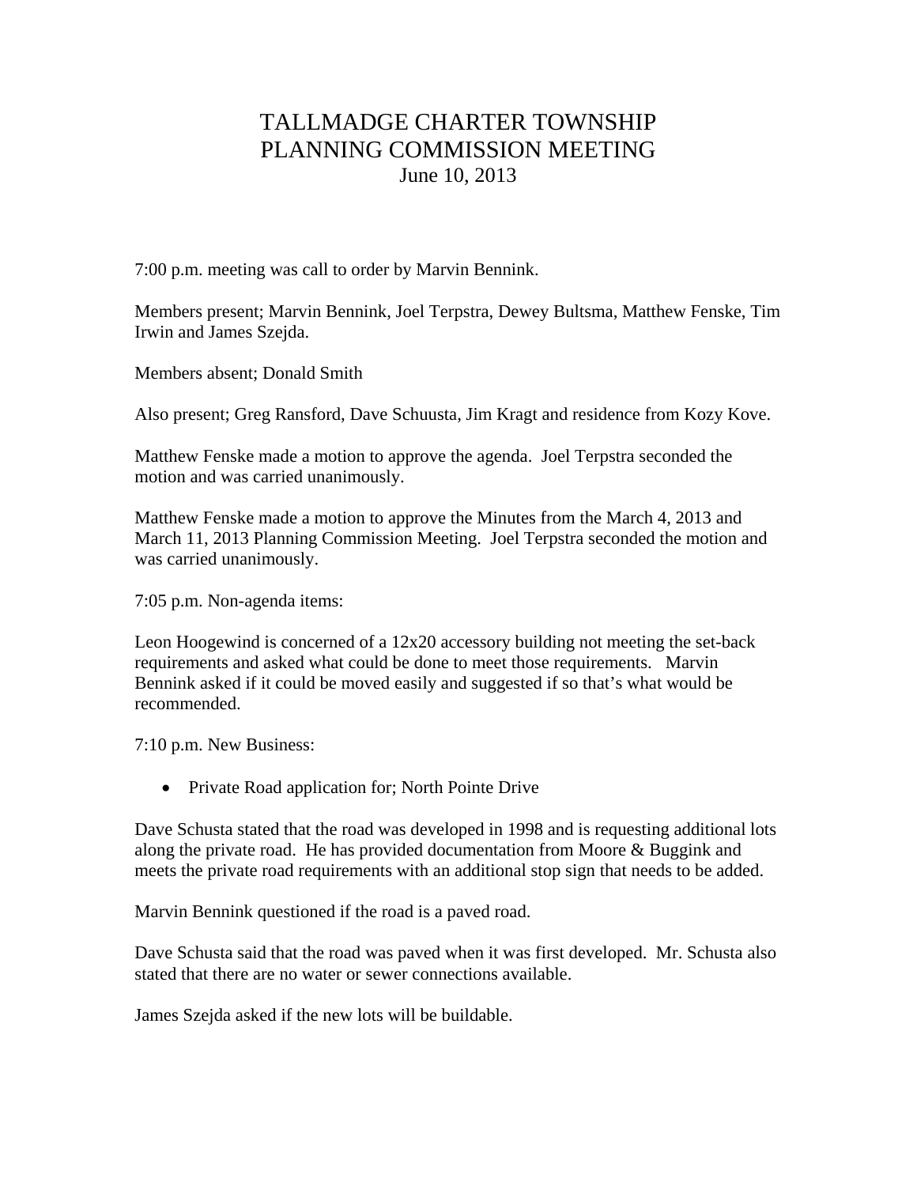# TALLMADGE CHARTER TOWNSHIP
# PLANNING COMMISSION MEETING
June 10, 2013

7:00 p.m. meeting was call to order by Marvin Bennink.

Members present; Marvin Bennink, Joel Terpstra, Dewey Bultsma, Matthew Fenske, Tim Irwin and James Szejda.

Members absent; Donald Smith

Also present; Greg Ransford, Dave Schuusta, Jim Kragt and residence from Kozy Kove.

Matthew Fenske made a motion to approve the agenda. Joel Terpstra seconded the motion and was carried unanimously.

Matthew Fenske made a motion to approve the Minutes from the March 4, 2013 and March 11, 2013 Planning Commission Meeting. Joel Terpstra seconded the motion and was carried unanimously.

7:05 p.m. Non-agenda items:

Leon Hoogewind is concerned of a 12x20 accessory building not meeting the set-back requirements and asked what could be done to meet those requirements. Marvin Bennink asked if it could be moved easily and suggested if so that's what would be recommended.

7:10 p.m. New Business:

- Private Road application for; North Pointe Drive

Dave Schusta stated that the road was developed in 1998 and is requesting additional lots along the private road. He has provided documentation from Moore & Buggink and meets the private road requirements with an additional stop sign that needs to be added.

Marvin Bennink questioned if the road is a paved road.

Dave Schusta said that the road was paved when it was first developed. Mr. Schusta also stated that there are no water or sewer connections available.

James Szejda asked if the new lots will be buildable.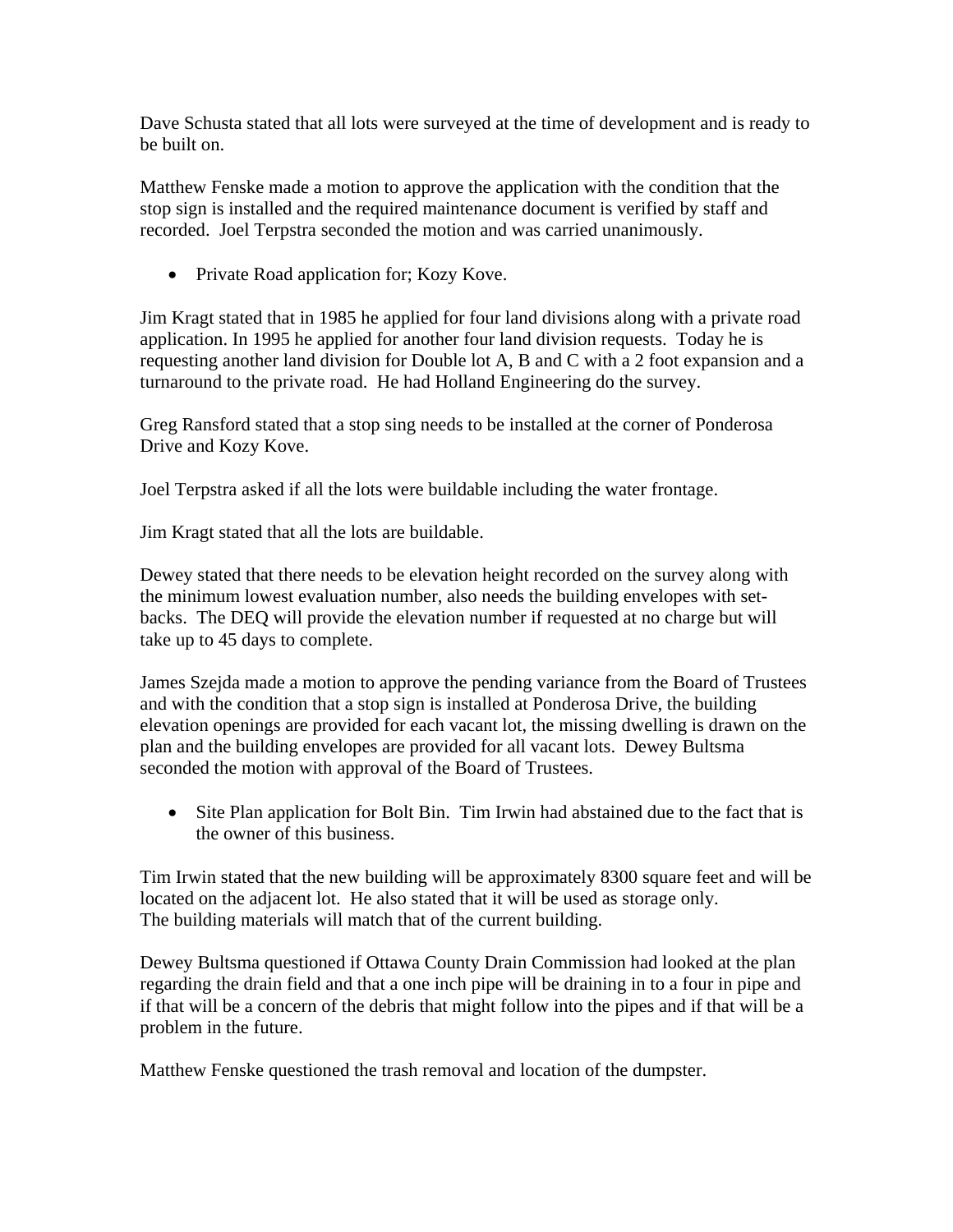Dave Schusta stated that all lots were surveyed at the time of development and is ready to be built on.

Matthew Fenske made a motion to approve the application with the condition that the stop sign is installed and the required maintenance document is verified by staff and recorded. Joel Terpstra seconded the motion and was carried unanimously.

- Private Road application for; Kozy Kove.

Jim Kragt stated that in 1985 he applied for four land divisions along with a private road application. In 1995 he applied for another four land division requests. Today he is requesting another land division for Double lot A, B and C with a 2 foot expansion and a turnaround to the private road. He had Holland Engineering do the survey.

Greg Ransford stated that a stop sing needs to be installed at the corner of Ponderosa Drive and Kozy Kove.

Joel Terpstra asked if all the lots were buildable including the water frontage.

Jim Kragt stated that all the lots are buildable.

Dewey stated that there needs to be elevation height recorded on the survey along with the minimum lowest evaluation number, also needs the building envelopes with set-backs. The DEQ will provide the elevation number if requested at no charge but will take up to 45 days to complete.

James Szejda made a motion to approve the pending variance from the Board of Trustees and with the condition that a stop sign is installed at Ponderosa Drive, the building elevation openings are provided for each vacant lot, the missing dwelling is drawn on the plan and the building envelopes are provided for all vacant lots. Dewey Bultsma seconded the motion with approval of the Board of Trustees.

- Site Plan application for Bolt Bin. Tim Irwin had abstained due to the fact that is the owner of this business.

Tim Irwin stated that the new building will be approximately 8300 square feet and will be located on the adjacent lot. He also stated that it will be used as storage only. The building materials will match that of the current building.

Dewey Bultsma questioned if Ottawa County Drain Commission had looked at the plan regarding the drain field and that a one inch pipe will be draining in to a four in pipe and if that will be a concern of the debris that might follow into the pipes and if that will be a problem in the future.

Matthew Fenske questioned the trash removal and location of the dumpster.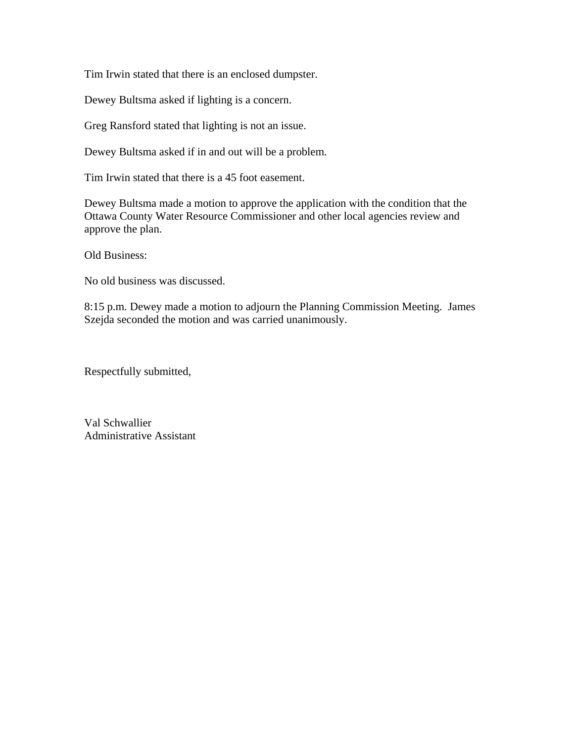Tim Irwin stated that there is an enclosed dumpster.

Dewey Bultsma asked if lighting is a concern.

Greg Ransford stated that lighting is not an issue.

Dewey Bultsma asked if in and out will be a problem.

Tim Irwin stated that there is a 45 foot easement.

Dewey Bultsma made a motion to approve the application with the condition that the Ottawa County Water Resource Commissioner and other local agencies review and approve the plan.

Old Business:

No old business was discussed.

8:15 p.m. Dewey made a motion to adjourn the Planning Commission Meeting. James Szejda seconded the motion and was carried unanimously.

Respectfully submitted,

Val Schwallier  
Administrative Assistant